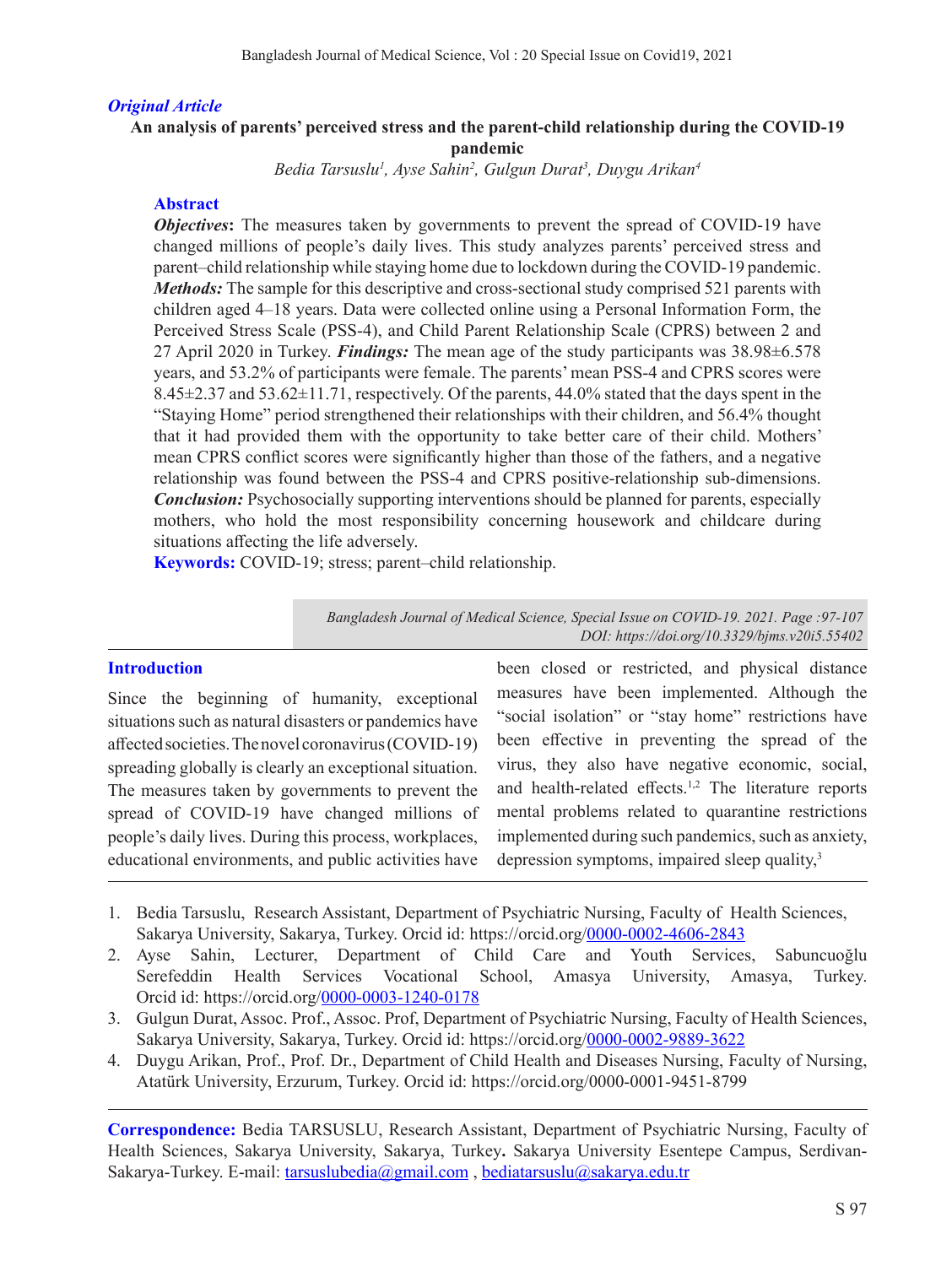*Original Article*

# An analysis of parents' perceived stress and the parent-child relationship during the COVID-19 pandemic

*Bedia Tarsuslu[1], Ayse Sahin[2], Gulgun Durat[3], Duygu Arikan[4]*

## Abstract

***Objectives*:** The measures taken by governments to prevent the spread of COVID-19 have changed millions of people's daily lives. This study analyzes parents' perceived stress and parent–child relationship while staying home due to lockdown during the COVID-19 pandemic. ***Methods:*** The sample for this descriptive and cross-sectional study comprised 521 parents with children aged 4–18 years. Data were collected online using a Personal Information Form, the Perceived Stress Scale (PSS-4), and Child Parent Relationship Scale (CPRS) between 2 and 27 April 2020 in Turkey. ***Findings:*** The mean age of the study participants was 38.98±6.578 years, and 53.2% of participants were female. The parents' mean PSS-4 and CPRS scores were 8.45±2.37 and 53.62±11.71, respectively. Of the parents, 44.0% stated that the days spent in the "Staying Home" period strengthened their relationships with their children, and 56.4% thought that it had provided them with the opportunity to take better care of their child. Mothers' mean CPRS conflict scores were significantly higher than those of the fathers, and a negative relationship was found between the PSS-4 and CPRS positive-relationship sub-dimensions. ***Conclusion:*** Psychosocially supporting interventions should be planned for parents, especially mothers, who hold the most responsibility concerning housework and childcare during situations affecting the life adversely.

**Keywords:** COVID-19; stress; parent–child relationship.

*Bangladesh Journal of Medical Science, Special Issue on COVID-19. 2021. Page :97-107*
*DOI: https://doi.org/10.3329/bjms.v20i5.55402*

## Introduction

Since the beginning of humanity, exceptional situations such as natural disasters or pandemics have affected societies. The novel coronavirus (COVID-19) spreading globally is clearly an exceptional situation. The measures taken by governments to prevent the spread of COVID-19 have changed millions of people's daily lives. During this process, workplaces, educational environments, and public activities have been closed or restricted, and physical distance measures have been implemented. Although the "social isolation" or "stay home" restrictions have been effective in preventing the spread of the virus, they also have negative economic, social, and health-related effects.[1,2] The literature reports mental problems related to quarantine restrictions implemented during such pandemics, such as anxiety, depression symptoms, impaired sleep quality,[3]

1. Bedia Tarsuslu, Research Assistant, Department of Psychiatric Nursing, Faculty of Health Sciences, Sakarya University, Sakarya, Turkey. Orcid id: https://orcid.org/0000-0002-4606-2843
2. Ayse Sahin, Lecturer, Department of Child Care and Youth Services, Sabuncuoğlu Serefeddin Health Services Vocational School, Amasya University, Amasya, Turkey. Orcid id: https://orcid.org/0000-0003-1240-0178
3. Gulgun Durat, Assoc. Prof., Assoc. Prof, Department of Psychiatric Nursing, Faculty of Health Sciences, Sakarya University, Sakarya, Turkey. Orcid id: https://orcid.org/0000-0002-9889-3622
4. Duygu Arikan, Prof., Prof. Dr., Department of Child Health and Diseases Nursing, Faculty of Nursing, Atatürk University, Erzurum, Turkey. Orcid id: https://orcid.org/0000-0001-9451-8799

**Correspondence:** Bedia TARSUSLU, Research Assistant, Department of Psychiatric Nursing, Faculty of Health Sciences, Sakarya University, Sakarya, Turkey**.** Sakarya University Esentepe Campus, Serdivan-Sakarya-Turkey. E-mail: tarsuslubedia@gmail.com , bediatarsuslu@sakarya.edu.tr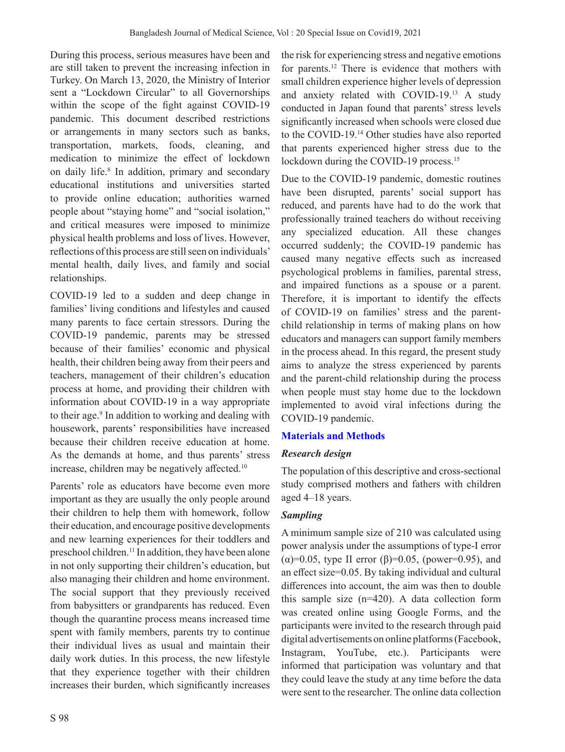During this process, serious measures have been and are still taken to prevent the increasing infection in Turkey. On March 13, 2020, the Ministry of Interior sent a "Lockdown Circular" to all Governorships within the scope of the fight against COVID-19 pandemic. This document described restrictions or arrangements in many sectors such as banks, transportation, markets, foods, cleaning, and medication to minimize the effect of lockdown on daily life.[8] In addition, primary and secondary educational institutions and universities started to provide online education; authorities warned people about "staying home" and "social isolation," and critical measures were imposed to minimize physical health problems and loss of lives. However, reflections of this process are still seen on individuals' mental health, daily lives, and family and social relationships.

COVID-19 led to a sudden and deep change in families' living conditions and lifestyles and caused many parents to face certain stressors. During the COVID-19 pandemic, parents may be stressed because of their families' economic and physical health, their children being away from their peers and teachers, management of their children's education process at home, and providing their children with information about COVID-19 in a way appropriate to their age.[9] In addition to working and dealing with housework, parents' responsibilities have increased because their children receive education at home. As the demands at home, and thus parents' stress increase, children may be negatively affected.[10]

Parents' role as educators have become even more important as they are usually the only people around their children to help them with homework, follow their education, and encourage positive developments and new learning experiences for their toddlers and preschool children.[11] In addition, they have been alone in not only supporting their children's education, but also managing their children and home environment. The social support that they previously received from babysitters or grandparents has reduced. Even though the quarantine process means increased time spent with family members, parents try to continue their individual lives as usual and maintain their daily work duties. In this process, the new lifestyle that they experience together with their children increases their burden, which significantly increases the risk for experiencing stress and negative emotions for parents.[12] There is evidence that mothers with small children experience higher levels of depression and anxiety related with COVID-19.[13] A study conducted in Japan found that parents' stress levels significantly increased when schools were closed due to the COVID-19.[14] Other studies have also reported that parents experienced higher stress due to the lockdown during the COVID-19 process.[15]

Due to the COVID-19 pandemic, domestic routines have been disrupted, parents' social support has reduced, and parents have had to do the work that professionally trained teachers do without receiving any specialized education. All these changes occurred suddenly; the COVID-19 pandemic has caused many negative effects such as increased psychological problems in families, parental stress, and impaired functions as a spouse or a parent. Therefore, it is important to identify the effects of COVID-19 on families' stress and the parent-child relationship in terms of making plans on how educators and managers can support family members in the process ahead. In this regard, the present study aims to analyze the stress experienced by parents and the parent-child relationship during the process when people must stay home due to the lockdown implemented to avoid viral infections during the COVID-19 pandemic.

## Materials and Methods

### *Research design*

The population of this descriptive and cross-sectional study comprised mothers and fathers with children aged 4–18 years.

### *Sampling*

A minimum sample size of 210 was calculated using power analysis under the assumptions of type-I error ($\alpha$)=0.05, type II error ($\beta$)=0.05, (power=0.95), and an effect size=0.05. By taking individual and cultural differences into account, the aim was then to double this sample size (n=420). A data collection form was created online using Google Forms, and the participants were invited to the research through paid digital advertisements on online platforms (Facebook, Instagram, YouTube, etc.). Participants were informed that participation was voluntary and that they could leave the study at any time before the data were sent to the researcher. The online data collection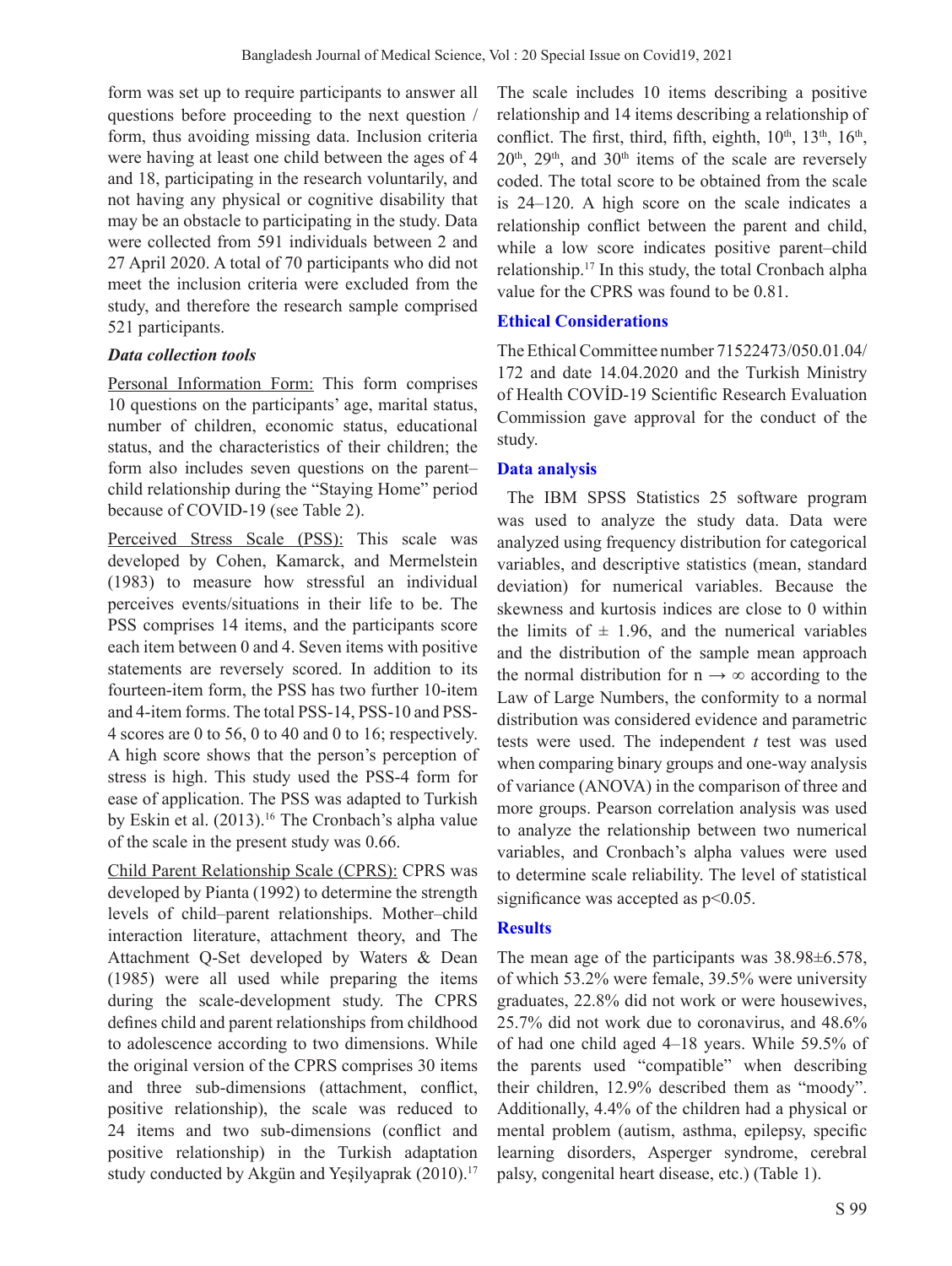form was set up to require participants to answer all questions before proceeding to the next question / form, thus avoiding missing data. Inclusion criteria were having at least one child between the ages of 4 and 18, participating in the research voluntarily, and not having any physical or cognitive disability that may be an obstacle to participating in the study. Data were collected from 591 individuals between 2 and 27 April 2020. A total of 70 participants who did not meet the inclusion criteria were excluded from the study, and therefore the research sample comprised 521 participants.

***Data collection tools***

Personal Information Form: This form comprises 10 questions on the participants' age, marital status, number of children, economic status, educational status, and the characteristics of their children; the form also includes seven questions on the parent–child relationship during the "Staying Home" period because of COVID-19 (see Table 2).

Perceived Stress Scale (PSS): This scale was developed by Cohen, Kamarck, and Mermelstein (1983) to measure how stressful an individual perceives events/situations in their life to be. The PSS comprises 14 items, and the participants score each item between 0 and 4. Seven items with positive statements are reversely scored. In addition to its fourteen-item form, the PSS has two further 10-item and 4-item forms. The total PSS-14, PSS-10 and PSS-4 scores are 0 to 56, 0 to 40 and 0 to 16; respectively. A high score shows that the person's perception of stress is high. This study used the PSS-4 form for ease of application. The PSS was adapted to Turkish by Eskin et al. (2013).[16] The Cronbach's alpha value of the scale in the present study was 0.66.

Child Parent Relationship Scale (CPRS): CPRS was developed by Pianta (1992) to determine the strength levels of child–parent relationships. Mother–child interaction literature, attachment theory, and The Attachment Q-Set developed by Waters & Dean (1985) were all used while preparing the items during the scale-development study. The CPRS defines child and parent relationships from childhood to adolescence according to two dimensions. While the original version of the CPRS comprises 30 items and three sub-dimensions (attachment, conflict, positive relationship), the scale was reduced to 24 items and two sub-dimensions (conflict and positive relationship) in the Turkish adaptation study conducted by Akgün and Yeşilyaprak (2010).[17] The scale includes 10 items describing a positive relationship and 14 items describing a relationship of conflict. The first, third, fifth, eighth, 10th, 13th, 16th, 20th, 29th, and 30th items of the scale are reversely coded. The total score to be obtained from the scale is 24–120. A high score on the scale indicates a relationship conflict between the parent and child, while a low score indicates positive parent–child relationship.[17] In this study, the total Cronbach alpha value for the CPRS was found to be 0.81.

## Ethical Considerations

The Ethical Committee number 71522473/050.01.04/172 and date 14.04.2020 and the Turkish Ministry of Health COVİD-19 Scientific Research Evaluation Commission gave approval for the conduct of the study.

## Data analysis

The IBM SPSS Statistics 25 software program was used to analyze the study data. Data were analyzed using frequency distribution for categorical variables, and descriptive statistics (mean, standard deviation) for numerical variables. Because the skewness and kurtosis indices are close to 0 within the limits of ± 1.96, and the numerical variables and the distribution of the sample mean approach the normal distribution for $n \rightarrow \infty$ according to the Law of Large Numbers, the conformity to a normal distribution was considered evidence and parametric tests were used. The independent *t* test was used when comparing binary groups and one-way analysis of variance (ANOVA) in the comparison of three and more groups. Pearson correlation analysis was used to analyze the relationship between two numerical variables, and Cronbach's alpha values were used to determine scale reliability. The level of statistical significance was accepted as $p<0.05$.

## Results

The mean age of the participants was 38.98±6.578, of which 53.2% were female, 39.5% were university graduates, 22.8% did not work or were housewives, 25.7% did not work due to coronavirus, and 48.6% of had one child aged 4–18 years. While 59.5% of the parents used "compatible" when describing their children, 12.9% described them as "moody". Additionally, 4.4% of the children had a physical or mental problem (autism, asthma, epilepsy, specific learning disorders, Asperger syndrome, cerebral palsy, congenital heart disease, etc.) (Table 1).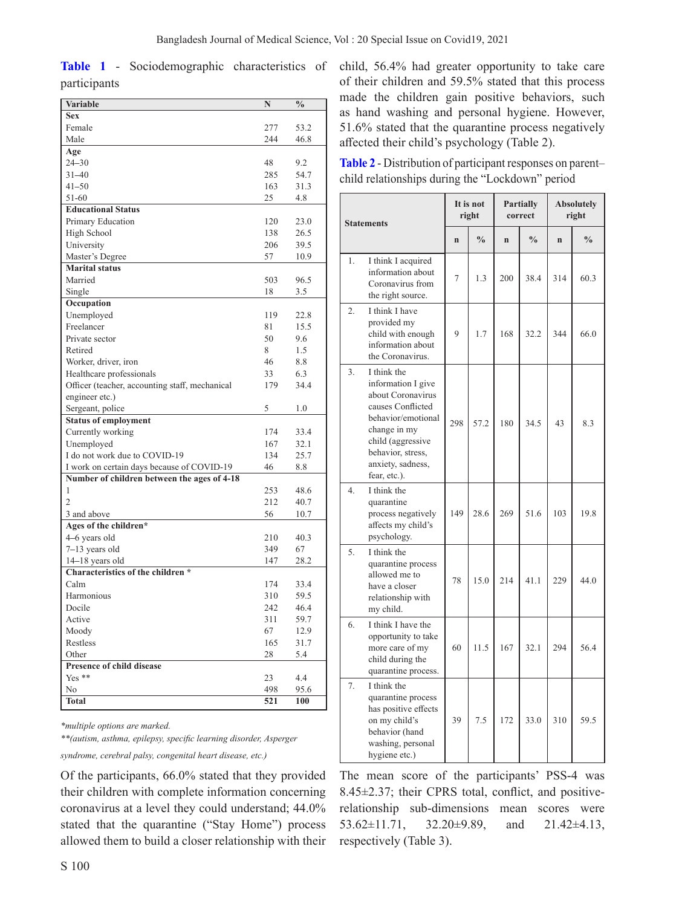**Table 1** - Sociodemographic characteristics of participants

| Variable | N | % |
|---|---|---|
| **Sex** | | |
| Female | 277 | 53.2 |
| Male | 244 | 46.8 |
| **Age** | | |
| 24–30 | 48 | 9.2 |
| 31–40 | 285 | 54.7 |
| 41–50 | 163 | 31.3 |
| 51-60 | 25 | 4.8 |
| **Educational Status** | | |
| Primary Education | 120 | 23.0 |
| High School | 138 | 26.5 |
| University | 206 | 39.5 |
| Master's Degree | 57 | 10.9 |
| **Marital status** | | |
| Married | 503 | 96.5 |
| Single | 18 | 3.5 |
| **Occupation** | | |
| Unemployed | 119 | 22.8 |
| Freelancer | 81 | 15.5 |
| Private sector | 50 | 9.6 |
| Retired | 8 | 1.5 |
| Worker, driver, iron | 46 | 8.8 |
| Healthcare professionals | 33 | 6.3 |
| Officer (teacher, accounting staff, mechanical engineer etc.) | 179 | 34.4 |
| Sergeant, police | 5 | 1.0 |
| **Status of employment** | | |
| Currently working | 174 | 33.4 |
| Unemployed | 167 | 32.1 |
| I do not work due to COVID-19 | 134 | 25.7 |
| I work on certain days because of COVID-19 | 46 | 8.8 |
| **Number of children between the ages of 4-18** | | |
| 1 | 253 | 48.6 |
| 2 | 212 | 40.7 |
| 3 and above | 56 | 10.7 |
| **Ages of the children*** | | |
| 4–6 years old | 210 | 40.3 |
| 7–13 years old | 349 | 67 |
| 14–18 years old | 147 | 28.2 |
| **Characteristics of the children *** | | |
| Calm | 174 | 33.4 |
| Harmonious | 310 | 59.5 |
| Docile | 242 | 46.4 |
| Active | 311 | 59.7 |
| Moody | 67 | 12.9 |
| Restless | 165 | 31.7 |
| Other | 28 | 5.4 |
| **Presence of child disease** | | |
| Yes ** | 23 | 4.4 |
| No | 498 | 95.6 |
| **Total** | **521** | **100** |

*\*multiple options are marked.*

*\*\*(autism, asthma, epilepsy, specific learning disorder, Asperger syndrome, cerebral palsy, congenital heart disease, etc.)*

Of the participants, 66.0% stated that they provided their children with complete information concerning coronavirus at a level they could understand; 44.0% stated that the quarantine ("Stay Home") process allowed them to build a closer relationship with their child, 56.4% had greater opportunity to take care of their children and 59.5% stated that this process made the children gain positive behaviors, such as hand washing and personal hygiene. However, 51.6% stated that the quarantine process negatively affected their child's psychology (Table 2).

**Table 2** - Distribution of participant responses on parent–child relationships during the "Lockdown" period

| Statements | It is not right | | Partially correct | | Absolutely right | |
|---|---|---|---|---|---|---|
| | n | % | n | % | n | % |
| 1. I think I acquired information about Coronavirus from the right source. | 7 | 1.3 | 200 | 38.4 | 314 | 60.3 |
| 2. I think I have provided my child with enough information about the Coronavirus. | 9 | 1.7 | 168 | 32.2 | 344 | 66.0 |
| 3. I think the information I give about Coronavirus causes Conflicted behavior/emotional change in my child (aggressive behavior, stress, anxiety, sadness, fear, etc.). | 298 | 57.2 | 180 | 34.5 | 43 | 8.3 |
| 4. I think the quarantine process negatively affects my child's psychology. | 149 | 28.6 | 269 | 51.6 | 103 | 19.8 |
| 5. I think the quarantine process allowed me to have a closer relationship with my child. | 78 | 15.0 | 214 | 41.1 | 229 | 44.0 |
| 6. I think I have the opportunity to take more care of my child during the quarantine process. | 60 | 11.5 | 167 | 32.1 | 294 | 56.4 |
| 7. I think the quarantine process has positive effects on my child's behavior (hand washing, personal hygiene etc.) | 39 | 7.5 | 172 | 33.0 | 310 | 59.5 |

The mean score of the participants' PSS-4 was 8.45±2.37; their CPRS total, conflict, and positive-relationship sub-dimensions mean scores were 53.62±11.71, 32.20±9.89, and 21.42±4.13, respectively (Table 3).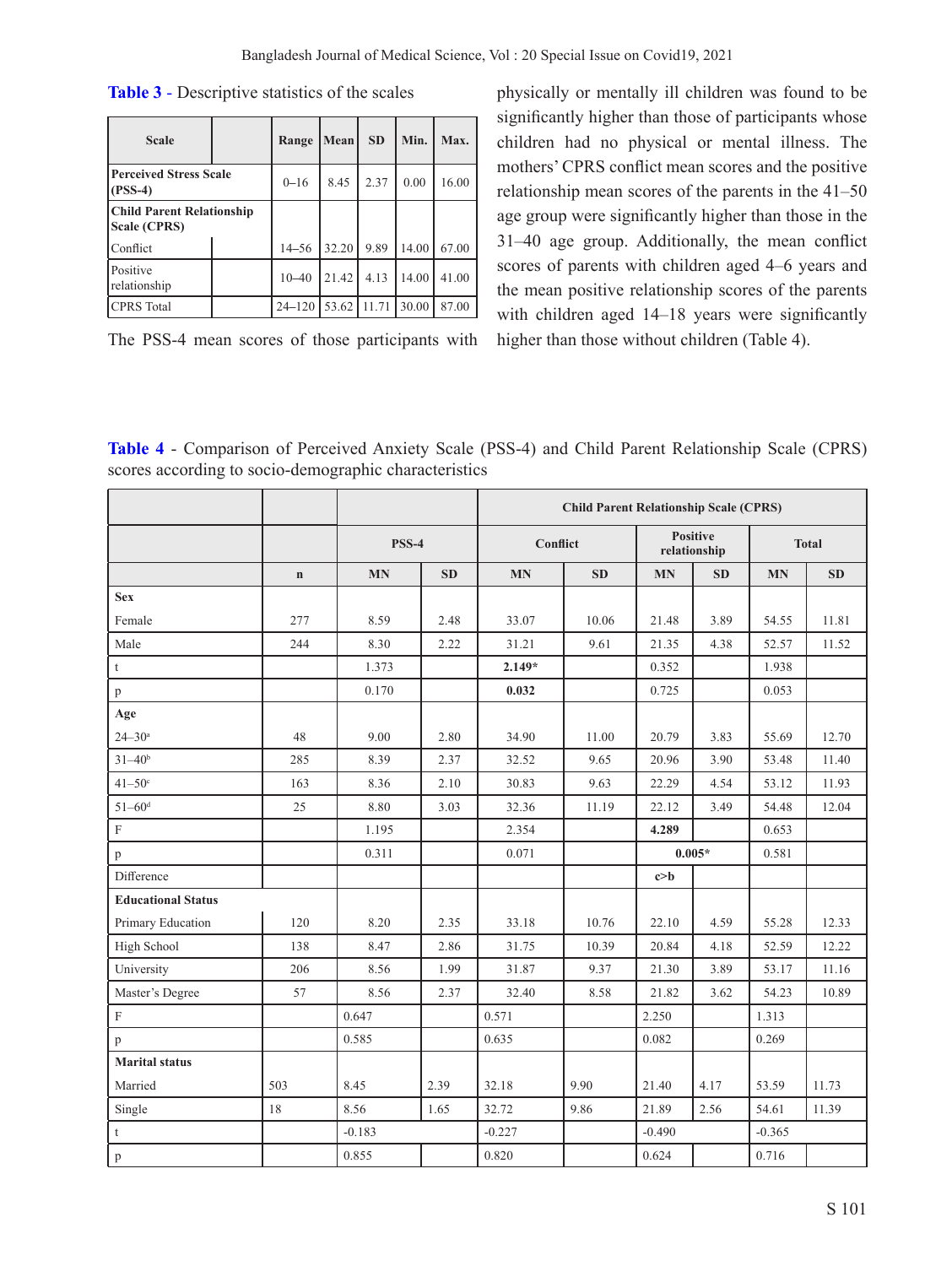**Table 3** - Descriptive statistics of the scales

| Scale | | Range | Mean | SD | Min. | Max. |
|---|---|---|---|---|---|---|
| **Perceived Stress Scale (PSS-4)** | | 0–16 | 8.45 | 2.37 | 0.00 | 16.00 |
| **Child Parent Relationship Scale (CPRS)** | | | | | | |
| Conflict | | 14–56 | 32.20 | 9.89 | 14.00 | 67.00 |
| Positive relationship | | 10–40 | 21.42 | 4.13 | 14.00 | 41.00 |
| CPRS Total | | 24–120 | 53.62 | 11.71 | 30.00 | 87.00 |

The PSS-4 mean scores of those participants with physically or mentally ill children was found to be significantly higher than those of participants whose children had no physical or mental illness. The mothers' CPRS conflict mean scores and the positive relationship mean scores of the parents in the 41–50 age group were significantly higher than those in the 31–40 age group. Additionally, the mean conflict scores of parents with children aged 4–6 years and the mean positive relationship scores of the parents with children aged 14–18 years were significantly higher than those without children (Table 4).

**Table 4** - Comparison of Perceived Anxiety Scale (PSS-4) and Child Parent Relationship Scale (CPRS) scores according to socio-demographic characteristics

| | | | | Child Parent Relationship Scale (CPRS) | | | | | |
|---|---|---|---|---|---|---|---|---|---|
| | | PSS-4 | | Conflict | | Positive relationship | | Total | |
| | n | MN | SD | MN | SD | MN | SD | MN | SD |
| **Sex** | | | | | | | | | |
| Female | 277 | 8.59 | 2.48 | 33.07 | 10.06 | 21.48 | 3.89 | 54.55 | 11.81 |
| Male | 244 | 8.30 | 2.22 | 31.21 | 9.61 | 21.35 | 4.38 | 52.57 | 11.52 |
| t | | 1.373 | | **2.149*** | | 0.352 | | 1.938 | |
| p | | 0.170 | | **0.032** | | 0.725 | | 0.053 | |
| **Age** | | | | | | | | | |
| 24–30[a] | 48 | 9.00 | 2.80 | 34.90 | 11.00 | 20.79 | 3.83 | 55.69 | 12.70 |
| 31–40[b] | 285 | 8.39 | 2.37 | 32.52 | 9.65 | 20.96 | 3.90 | 53.48 | 11.40 |
| 41–50[c] | 163 | 8.36 | 2.10 | 30.83 | 9.63 | 22.29 | 4.54 | 53.12 | 11.93 |
| 51–60[d] | 25 | 8.80 | 3.03 | 32.36 | 11.19 | 22.12 | 3.49 | 54.48 | 12.04 |
| F | | 1.195 | | 2.354 | | **4.289** | | 0.653 | |
| p | | 0.311 | | 0.071 | | **0.005*** | | 0.581 | |
| Difference | | | | | | **c>b** | | | |
| **Educational Status** | | | | | | | | | |
| Primary Education | 120 | 8.20 | 2.35 | 33.18 | 10.76 | 22.10 | 4.59 | 55.28 | 12.33 |
| High School | 138 | 8.47 | 2.86 | 31.75 | 10.39 | 20.84 | 4.18 | 52.59 | 12.22 |
| University | 206 | 8.56 | 1.99 | 31.87 | 9.37 | 21.30 | 3.89 | 53.17 | 11.16 |
| Master's Degree | 57 | 8.56 | 2.37 | 32.40 | 8.58 | 21.82 | 3.62 | 54.23 | 10.89 |
| F | | 0.647 | | 0.571 | | 2.250 | | 1.313 | |
| p | | 0.585 | | 0.635 | | 0.082 | | 0.269 | |
| **Marital status** | | | | | | | | | |
| Married | 503 | 8.45 | 2.39 | 32.18 | 9.90 | 21.40 | 4.17 | 53.59 | 11.73 |
| Single | 18 | 8.56 | 1.65 | 32.72 | 9.86 | 21.89 | 2.56 | 54.61 | 11.39 |
| t | | -0.183 | | -0.227 | | -0.490 | | -0.365 | |
| p | | 0.855 | | 0.820 | | 0.624 | | 0.716 | |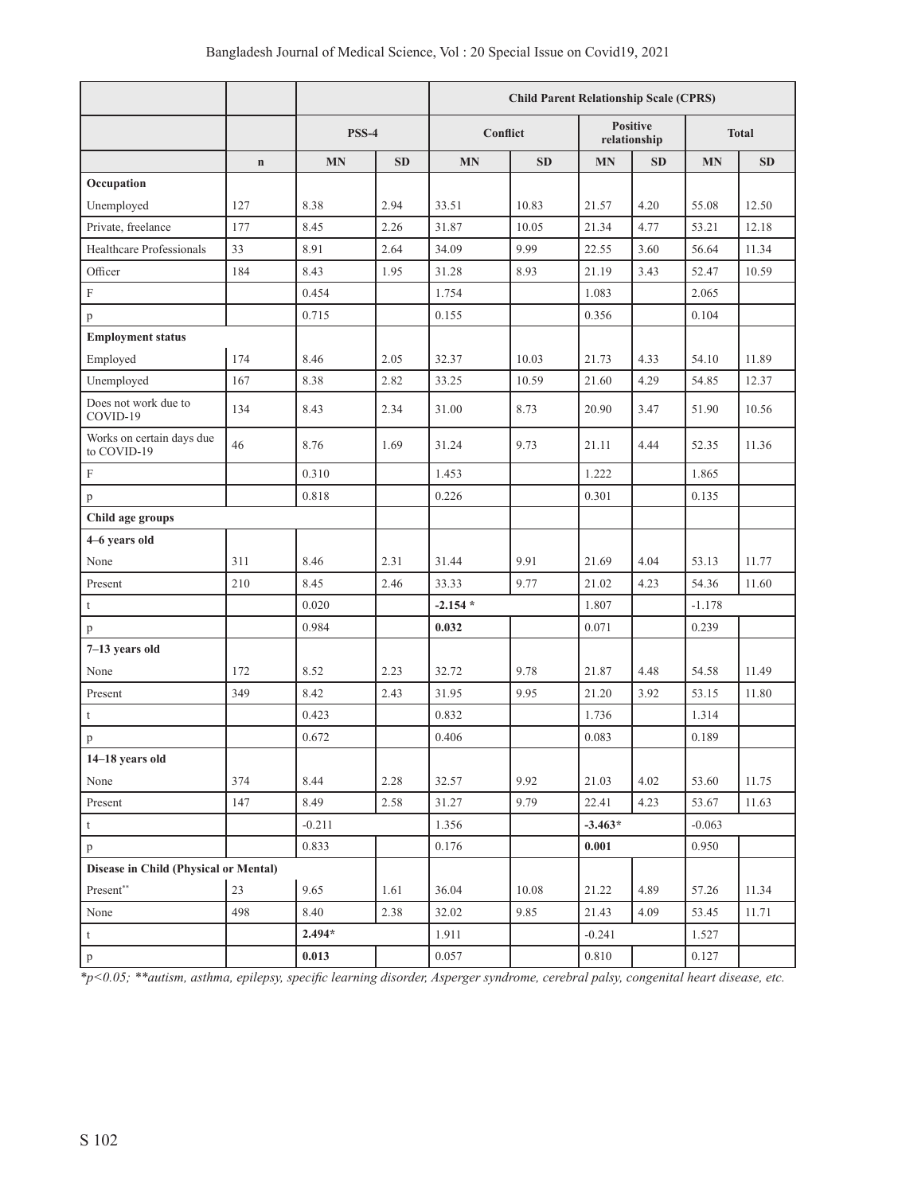| | | | | Child Parent Relationship Scale (CPRS) | | | | | |
|---|---|---|---|---|---|---|---|---|---|
| | | PSS-4 | | Conflict | | Positive relationship | | Total | |
| | n | MN | SD | MN | SD | MN | SD | MN | SD |
| **Occupation** | | | | | | | | | |
| Unemployed | 127 | 8.38 | 2.94 | 33.51 | 10.83 | 21.57 | 4.20 | 55.08 | 12.50 |
| Private, freelance | 177 | 8.45 | 2.26 | 31.87 | 10.05 | 21.34 | 4.77 | 53.21 | 12.18 |
| Healthcare Professionals | 33 | 8.91 | 2.64 | 34.09 | 9.99 | 22.55 | 3.60 | 56.64 | 11.34 |
| Officer | 184 | 8.43 | 1.95 | 31.28 | 8.93 | 21.19 | 3.43 | 52.47 | 10.59 |
| F | | 0.454 | | 1.754 | | 1.083 | | 2.065 | |
| p | | 0.715 | | 0.155 | | 0.356 | | 0.104 | |
| **Employment status** | | | | | | | | | |
| Employed | 174 | 8.46 | 2.05 | 32.37 | 10.03 | 21.73 | 4.33 | 54.10 | 11.89 |
| Unemployed | 167 | 8.38 | 2.82 | 33.25 | 10.59 | 21.60 | 4.29 | 54.85 | 12.37 |
| Does not work due to COVID-19 | 134 | 8.43 | 2.34 | 31.00 | 8.73 | 20.90 | 3.47 | 51.90 | 10.56 |
| Works on certain days due to COVID-19 | 46 | 8.76 | 1.69 | 31.24 | 9.73 | 21.11 | 4.44 | 52.35 | 11.36 |
| F | | 0.310 | | 1.453 | | 1.222 | | 1.865 | |
| p | | 0.818 | | 0.226 | | 0.301 | | 0.135 | |
| **Child age groups** | | | | | | | | | |
| **4–6 years old** | | | | | | | | | |
| None | 311 | 8.46 | 2.31 | 31.44 | 9.91 | 21.69 | 4.04 | 53.13 | 11.77 |
| Present | 210 | 8.45 | 2.46 | 33.33 | 9.77 | 21.02 | 4.23 | 54.36 | 11.60 |
| t | | 0.020 | | **-2.154 *** | | 1.807 | | -1.178 | |
| p | | 0.984 | | **0.032** | | 0.071 | | 0.239 | |
| **7–13 years old** | | | | | | | | | |
| None | 172 | 8.52 | 2.23 | 32.72 | 9.78 | 21.87 | 4.48 | 54.58 | 11.49 |
| Present | 349 | 8.42 | 2.43 | 31.95 | 9.95 | 21.20 | 3.92 | 53.15 | 11.80 |
| t | | 0.423 | | 0.832 | | 1.736 | | 1.314 | |
| p | | 0.672 | | 0.406 | | 0.083 | | 0.189 | |
| **14–18 years old** | | | | | | | | | |
| None | 374 | 8.44 | 2.28 | 32.57 | 9.92 | 21.03 | 4.02 | 53.60 | 11.75 |
| Present | 147 | 8.49 | 2.58 | 31.27 | 9.79 | 22.41 | 4.23 | 53.67 | 11.63 |
| t | | -0.211 | | 1.356 | | **-3.463*** | | -0.063 | |
| p | | 0.833 | | 0.176 | | **0.001** | | 0.950 | |
| **Disease in Child (Physical or Mental)** | | | | | | | | | |
| Present** | 23 | 9.65 | 1.61 | 36.04 | 10.08 | 21.22 | 4.89 | 57.26 | 11.34 |
| None | 498 | 8.40 | 2.38 | 32.02 | 9.85 | 21.43 | 4.09 | 53.45 | 11.71 |
| t | | **2.494*** | | 1.911 | | -0.241 | | 1.527 | |
| p | | **0.013** | | 0.057 | | 0.810 | | 0.127 | |

*$p<0.05$; **autism, asthma, epilepsy, specific learning disorder, Asperger syndrome, cerebral palsy, congenital heart disease, etc.*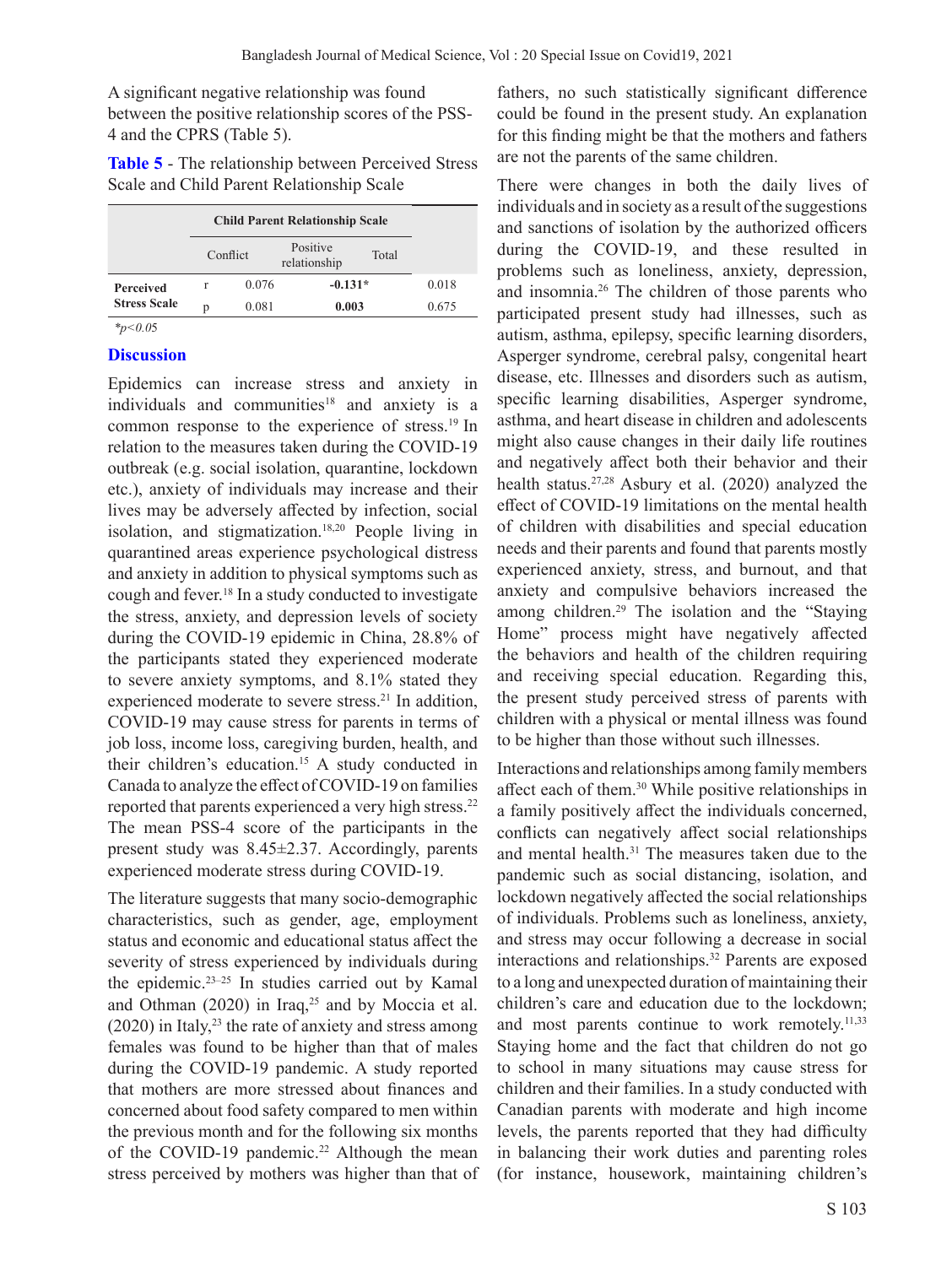A significant negative relationship was found between the positive relationship scores of the PSS-4 and the CPRS (Table 5).

**Table 5** - The relationship between Perceived Stress Scale and Child Parent Relationship Scale

| | | Child Parent Relationship Scale | | |
|---|---|---|---|---|
| | | Conflict | Positive relationship | Total |
| **Perceived Stress Scale** | r | 0.076 | **-0.131*** | 0.018 |
| | p | 0.081 | **0.003** | 0.675 |

*$p<0.05$

## Discussion

Epidemics can increase stress and anxiety in individuals and communities[18] and anxiety is a common response to the experience of stress.[19] In relation to the measures taken during the COVID-19 outbreak (e.g. social isolation, quarantine, lockdown etc.), anxiety of individuals may increase and their lives may be adversely affected by infection, social isolation, and stigmatization.[18,20] People living in quarantined areas experience psychological distress and anxiety in addition to physical symptoms such as cough and fever.[18] In a study conducted to investigate the stress, anxiety, and depression levels of society during the COVID-19 epidemic in China, 28.8% of the participants stated they experienced moderate to severe anxiety symptoms, and 8.1% stated they experienced moderate to severe stress.[21] In addition, COVID-19 may cause stress for parents in terms of job loss, income loss, caregiving burden, health, and their children's education.[15] A study conducted in Canada to analyze the effect of COVID-19 on families reported that parents experienced a very high stress.[22] The mean PSS-4 score of the participants in the present study was 8.45±2.37. Accordingly, parents experienced moderate stress during COVID-19.

The literature suggests that many socio-demographic characteristics, such as gender, age, employment status and economic and educational status affect the severity of stress experienced by individuals during the epidemic.[23–25] In studies carried out by Kamal and Othman (2020) in Iraq,[25] and by Moccia et al. (2020) in Italy,[23] the rate of anxiety and stress among females was found to be higher than that of males during the COVID-19 pandemic. A study reported that mothers are more stressed about finances and concerned about food safety compared to men within the previous month and for the following six months of the COVID-19 pandemic.[22] Although the mean stress perceived by mothers was higher than that of fathers, no such statistically significant difference could be found in the present study. An explanation for this finding might be that the mothers and fathers are not the parents of the same children.

There were changes in both the daily lives of individuals and in society as a result of the suggestions and sanctions of isolation by the authorized officers during the COVID-19, and these resulted in problems such as loneliness, anxiety, depression, and insomnia.[26] The children of those parents who participated present study had illnesses, such as autism, asthma, epilepsy, specific learning disorders, Asperger syndrome, cerebral palsy, congenital heart disease, etc. Illnesses and disorders such as autism, specific learning disabilities, Asperger syndrome, asthma, and heart disease in children and adolescents might also cause changes in their daily life routines and negatively affect both their behavior and their health status.[27,28] Asbury et al. (2020) analyzed the effect of COVID-19 limitations on the mental health of children with disabilities and special education needs and their parents and found that parents mostly experienced anxiety, stress, and burnout, and that anxiety and compulsive behaviors increased the among children.[29] The isolation and the "Staying Home" process might have negatively affected the behaviors and health of the children requiring and receiving special education. Regarding this, the present study perceived stress of parents with children with a physical or mental illness was found to be higher than those without such illnesses.

Interactions and relationships among family members affect each of them.[30] While positive relationships in a family positively affect the individuals concerned, conflicts can negatively affect social relationships and mental health.[31] The measures taken due to the pandemic such as social distancing, isolation, and lockdown negatively affected the social relationships of individuals. Problems such as loneliness, anxiety, and stress may occur following a decrease in social interactions and relationships.[32] Parents are exposed to a long and unexpected duration of maintaining their children's care and education due to the lockdown; and most parents continue to work remotely.[11,33] Staying home and the fact that children do not go to school in many situations may cause stress for children and their families. In a study conducted with Canadian parents with moderate and high income levels, the parents reported that they had difficulty in balancing their work duties and parenting roles (for instance, housework, maintaining children's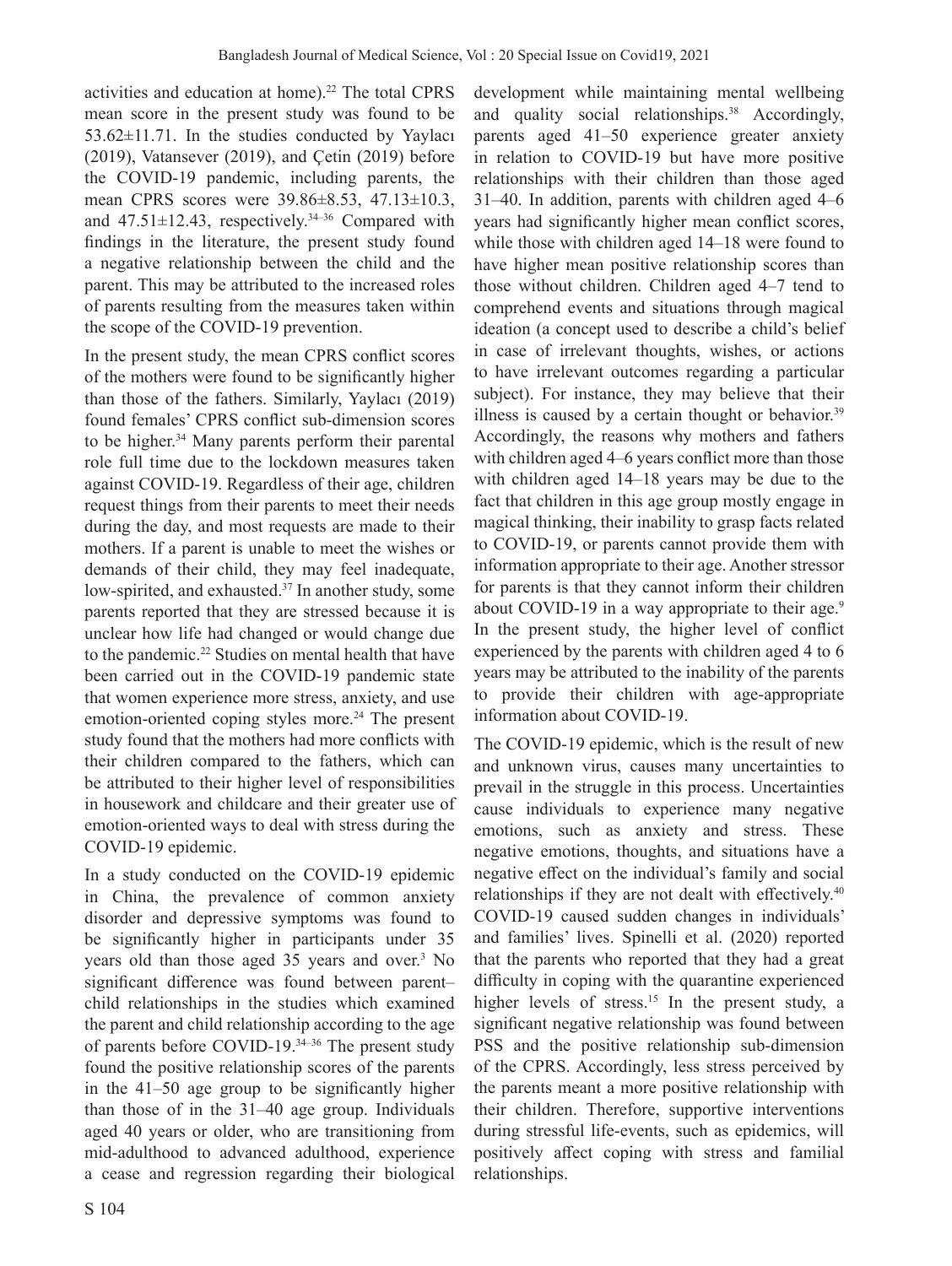activities and education at home).[22] The total CPRS mean score in the present study was found to be 53.62±11.71. In the studies conducted by Yaylacı (2019), Vatansever (2019), and Çetin (2019) before the COVID-19 pandemic, including parents, the mean CPRS scores were 39.86±8.53, 47.13±10.3, and 47.51±12.43, respectively.[34–36] Compared with findings in the literature, the present study found a negative relationship between the child and the parent. This may be attributed to the increased roles of parents resulting from the measures taken within the scope of the COVID-19 prevention.

In the present study, the mean CPRS conflict scores of the mothers were found to be significantly higher than those of the fathers. Similarly, Yaylacı (2019) found females' CPRS conflict sub-dimension scores to be higher.[34] Many parents perform their parental role full time due to the lockdown measures taken against COVID-19. Regardless of their age, children request things from their parents to meet their needs during the day, and most requests are made to their mothers. If a parent is unable to meet the wishes or demands of their child, they may feel inadequate, low-spirited, and exhausted.[37] In another study, some parents reported that they are stressed because it is unclear how life had changed or would change due to the pandemic.[22] Studies on mental health that have been carried out in the COVID-19 pandemic state that women experience more stress, anxiety, and use emotion-oriented coping styles more.[24] The present study found that the mothers had more conflicts with their children compared to the fathers, which can be attributed to their higher level of responsibilities in housework and childcare and their greater use of emotion-oriented ways to deal with stress during the COVID-19 epidemic.

In a study conducted on the COVID-19 epidemic in China, the prevalence of common anxiety disorder and depressive symptoms was found to be significantly higher in participants under 35 years old than those aged 35 years and over.[3] No significant difference was found between parent–child relationships in the studies which examined the parent and child relationship according to the age of parents before COVID-19.[34–36] The present study found the positive relationship scores of the parents in the 41–50 age group to be significantly higher than those of in the 31–40 age group. Individuals aged 40 years or older, who are transitioning from mid-adulthood to advanced adulthood, experience a cease and regression regarding their biological development while maintaining mental wellbeing and quality social relationships.[38] Accordingly, parents aged 41–50 experience greater anxiety in relation to COVID-19 but have more positive relationships with their children than those aged 31–40. In addition, parents with children aged 4–6 years had significantly higher mean conflict scores, while those with children aged 14–18 were found to have higher mean positive relationship scores than those without children. Children aged 4–7 tend to comprehend events and situations through magical ideation (a concept used to describe a child's belief in case of irrelevant thoughts, wishes, or actions to have irrelevant outcomes regarding a particular subject). For instance, they may believe that their illness is caused by a certain thought or behavior.[39] Accordingly, the reasons why mothers and fathers with children aged 4–6 years conflict more than those with children aged 14–18 years may be due to the fact that children in this age group mostly engage in magical thinking, their inability to grasp facts related to COVID-19, or parents cannot provide them with information appropriate to their age. Another stressor for parents is that they cannot inform their children about COVID-19 in a way appropriate to their age.[9] In the present study, the higher level of conflict experienced by the parents with children aged 4 to 6 years may be attributed to the inability of the parents to provide their children with age-appropriate information about COVID-19.

The COVID-19 epidemic, which is the result of new and unknown virus, causes many uncertainties to prevail in the struggle in this process. Uncertainties cause individuals to experience many negative emotions, such as anxiety and stress. These negative emotions, thoughts, and situations have a negative effect on the individual's family and social relationships if they are not dealt with effectively.[40] COVID-19 caused sudden changes in individuals' and families' lives. Spinelli et al. (2020) reported that the parents who reported that they had a great difficulty in coping with the quarantine experienced higher levels of stress.[15] In the present study, a significant negative relationship was found between PSS and the positive relationship sub-dimension of the CPRS. Accordingly, less stress perceived by the parents meant a more positive relationship with their children. Therefore, supportive interventions during stressful life-events, such as epidemics, will positively affect coping with stress and familial relationships.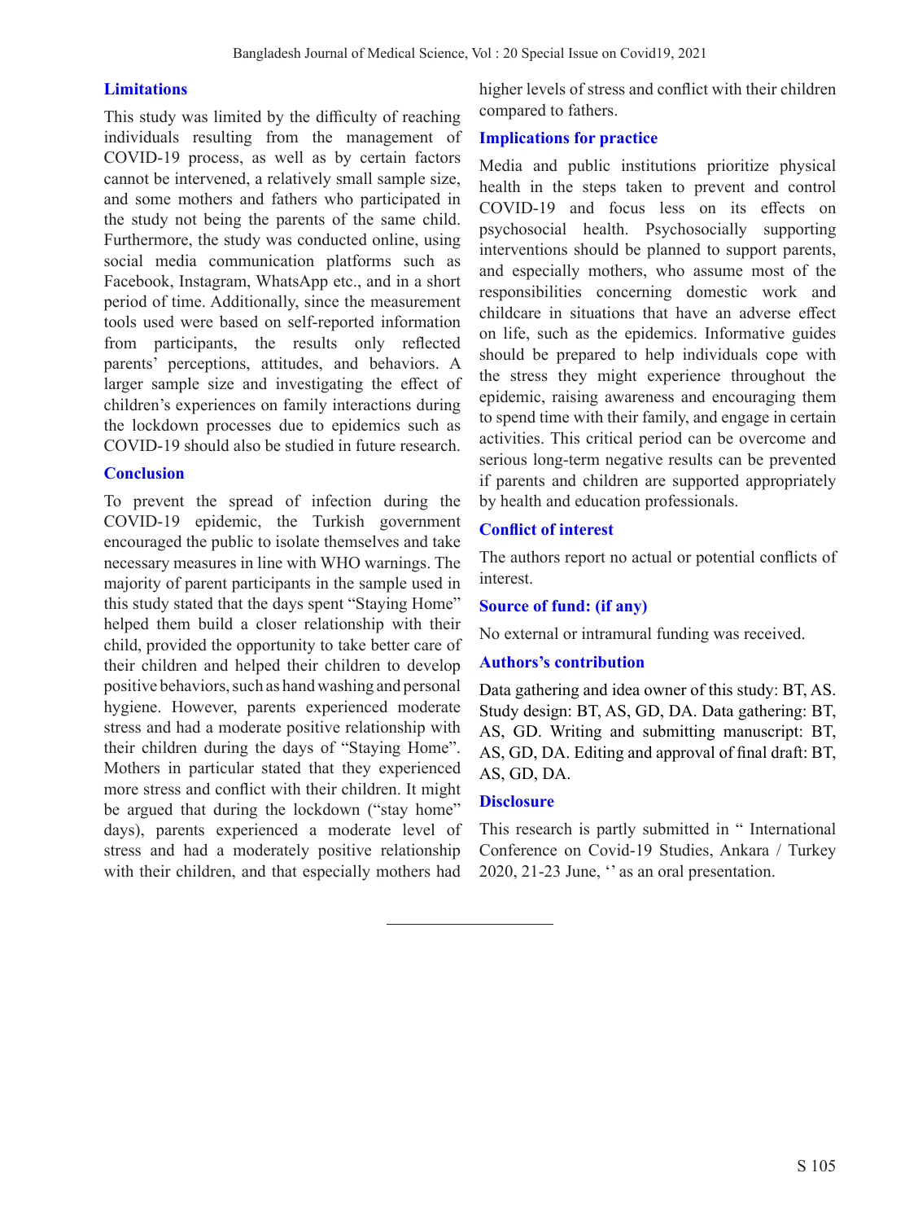## Limitations

This study was limited by the difficulty of reaching individuals resulting from the management of COVID-19 process, as well as by certain factors cannot be intervened, a relatively small sample size, and some mothers and fathers who participated in the study not being the parents of the same child. Furthermore, the study was conducted online, using social media communication platforms such as Facebook, Instagram, WhatsApp etc., and in a short period of time. Additionally, since the measurement tools used were based on self-reported information from participants, the results only reflected parents' perceptions, attitudes, and behaviors. A larger sample size and investigating the effect of children's experiences on family interactions during the lockdown processes due to epidemics such as COVID-19 should also be studied in future research.

## Conclusion

To prevent the spread of infection during the COVID-19 epidemic, the Turkish government encouraged the public to isolate themselves and take necessary measures in line with WHO warnings. The majority of parent participants in the sample used in this study stated that the days spent "Staying Home" helped them build a closer relationship with their child, provided the opportunity to take better care of their children and helped their children to develop positive behaviors, such as hand washing and personal hygiene. However, parents experienced moderate stress and had a moderate positive relationship with their children during the days of "Staying Home". Mothers in particular stated that they experienced more stress and conflict with their children. It might be argued that during the lockdown ("stay home" days), parents experienced a moderate level of stress and had a moderately positive relationship with their children, and that especially mothers had higher levels of stress and conflict with their children compared to fathers.

## Implications for practice

Media and public institutions prioritize physical health in the steps taken to prevent and control COVID-19 and focus less on its effects on psychosocial health. Psychosocially supporting interventions should be planned to support parents, and especially mothers, who assume most of the responsibilities concerning domestic work and childcare in situations that have an adverse effect on life, such as the epidemics. Informative guides should be prepared to help individuals cope with the stress they might experience throughout the epidemic, raising awareness and encouraging them to spend time with their family, and engage in certain activities. This critical period can be overcome and serious long-term negative results can be prevented if parents and children are supported appropriately by health and education professionals.

## Conflict of interest

The authors report no actual or potential conflicts of interest.

## Source of fund: (if any)

No external or intramural funding was received.

## Authors's contribution

Data gathering and idea owner of this study: BT, AS. Study design: BT, AS, GD, DA. Data gathering: BT, AS, GD. Writing and submitting manuscript: BT, AS, GD, DA. Editing and approval of final draft: BT, AS, GD, DA.

## Disclosure

This research is partly submitted in " International Conference on Covid-19 Studies, Ankara / Turkey 2020, 21-23 June, '' as an oral presentation.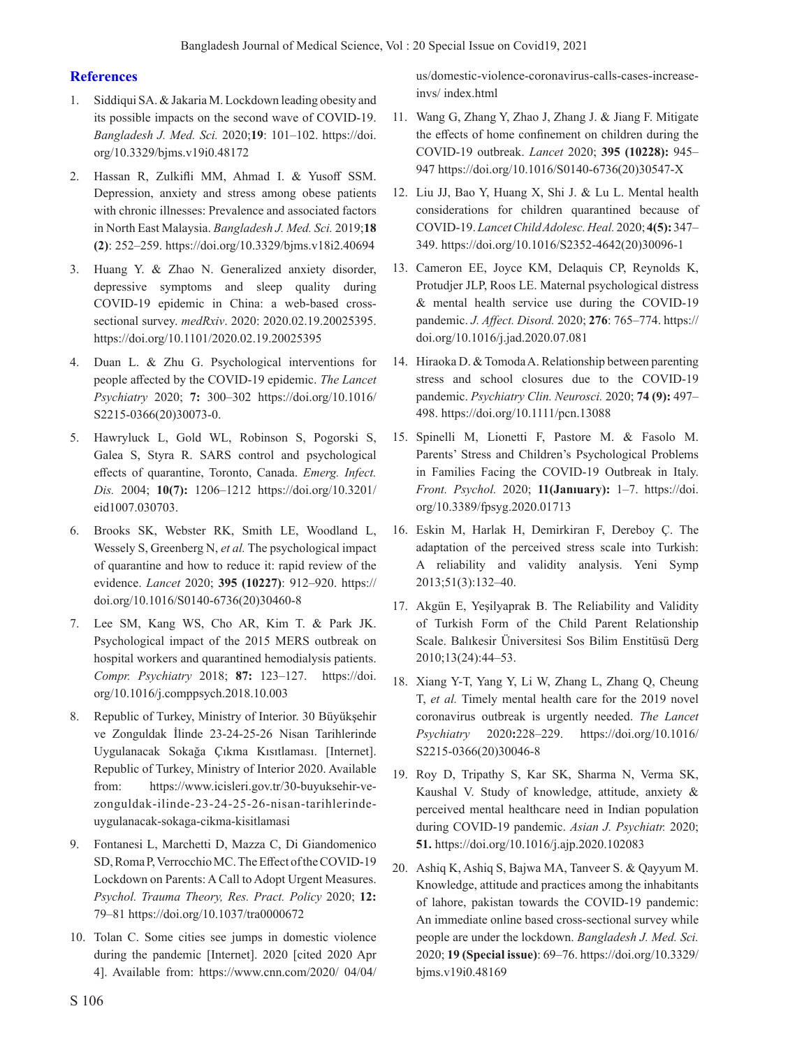## References

1. Siddiqui SA. & Jakaria M. Lockdown leading obesity and its possible impacts on the second wave of COVID-19. *Bangladesh J. Med. Sci.* 2020;**19**: 101–102. https://doi.org/10.3329/bjms.v19i0.48172
2. Hassan R, Zulkifli MM, Ahmad I. & Yusoff SSM. Depression, anxiety and stress among obese patients with chronic illnesses: Prevalence and associated factors in North East Malaysia. *Bangladesh J. Med. Sci.* 2019;**18 (2)**: 252–259. https://doi.org/10.3329/bjms.v18i2.40694
3. Huang Y. & Zhao N. Generalized anxiety disorder, depressive symptoms and sleep quality during COVID-19 epidemic in China: a web-based cross-sectional survey. *medRxiv*. 2020: 2020.02.19.20025395. https://doi.org/10.1101/2020.02.19.20025395
4. Duan L. & Zhu G. Psychological interventions for people affected by the COVID-19 epidemic. *The Lancet Psychiatry* 2020; **7:** 300–302 https://doi.org/10.1016/S2215-0366(20)30073-0.
5. Hawryluck L, Gold WL, Robinson S, Pogorski S, Galea S, Styra R. SARS control and psychological effects of quarantine, Toronto, Canada. *Emerg. Infect. Dis.* 2004; **10(7):** 1206–1212 https://doi.org/10.3201/eid1007.030703.
6. Brooks SK, Webster RK, Smith LE, Woodland L, Wessely S, Greenberg N, *et al.* The psychological impact of quarantine and how to reduce it: rapid review of the evidence. *Lancet* 2020; **395 (10227)**: 912–920. https://doi.org/10.1016/S0140-6736(20)30460-8
7. Lee SM, Kang WS, Cho AR, Kim T. & Park JK. Psychological impact of the 2015 MERS outbreak on hospital workers and quarantined hemodialysis patients. *Compr. Psychiatry* 2018; **87:** 123–127. https://doi.org/10.1016/j.comppsych.2018.10.003
8. Republic of Turkey, Ministry of Interior. 30 Büyükşehir ve Zonguldak İlinde 23-24-25-26 Nisan Tarihlerinde Uygulanacak Sokağa Çıkma Kısıtlaması. [Internet]. Republic of Turkey, Ministry of Interior 2020. Available from: https://www.icisleri.gov.tr/30-buyuksehir-ve-zonguldak-ilinde-23-24-25-26-nisan-tarihlerinde-uygulanacak-sokaga-cikma-kisitlamasi
9. Fontanesi L, Marchetti D, Mazza C, Di Giandomenico SD, Roma P, Verrocchio MC. The Effect of the COVID-19 Lockdown on Parents: A Call to Adopt Urgent Measures. *Psychol. Trauma Theory, Res. Pract. Policy* 2020; **12:** 79–81 https://doi.org/10.1037/tra0000672
10. Tolan C. Some cities see jumps in domestic violence during the pandemic [Internet]. 2020 [cited 2020 Apr 4]. Available from: https://www.cnn.com/2020/ 04/04/us/domestic-violence-coronavirus-calls-cases-increase-invs/ index.html
11. Wang G, Zhang Y, Zhao J, Zhang J. & Jiang F. Mitigate the effects of home confinement on children during the COVID-19 outbreak. *Lancet* 2020; **395 (10228):** 945–947 https://doi.org/10.1016/S0140-6736(20)30547-X
12. Liu JJ, Bao Y, Huang X, Shi J. & Lu L. Mental health considerations for children quarantined because of COVID-19. *Lancet Child Adolesc. Heal.* 2020; **4(5):** 347–349. https://doi.org/10.1016/S2352-4642(20)30096-1
13. Cameron EE, Joyce KM, Delaquis CP, Reynolds K, Protudjer JLP, Roos LE. Maternal psychological distress & mental health service use during the COVID-19 pandemic. *J. Affect. Disord.* 2020; **276**: 765–774. https://doi.org/10.1016/j.jad.2020.07.081
14. Hiraoka D. & Tomoda A. Relationship between parenting stress and school closures due to the COVID-19 pandemic. *Psychiatry Clin. Neurosci.* 2020; **74 (9):** 497–498. https://doi.org/10.1111/pcn.13088
15. Spinelli M, Lionetti F, Pastore M. & Fasolo M. Parents' Stress and Children's Psychological Problems in Families Facing the COVID-19 Outbreak in Italy. *Front. Psychol.* 2020; **11(Janıuary):** 1–7. https://doi.org/10.3389/fpsyg.2020.01713
16. Eskin M, Harlak H, Demirkiran F, Dereboy Ç. The adaptation of the perceived stress scale into Turkish: A reliability and validity analysis. Yeni Symp 2013;51(3):132–40.
17. Akgün E, Yeşilyaprak B. The Reliability and Validity of Turkish Form of the Child Parent Relationship Scale. Balıkesir Üniversitesi Sos Bilim Enstitüsü Derg 2010;13(24):44–53.
18. Xiang Y-T, Yang Y, Li W, Zhang L, Zhang Q, Cheung T, *et al.* Timely mental health care for the 2019 novel coronavirus outbreak is urgently needed. *The Lancet Psychiatry* 2020**:**228–229. https://doi.org/10.1016/S2215-0366(20)30046-8
19. Roy D, Tripathy S, Kar SK, Sharma N, Verma SK, Kaushal V. Study of knowledge, attitude, anxiety & perceived mental healthcare need in Indian population during COVID-19 pandemic. *Asian J. Psychiatr.* 2020; **51.** https://doi.org/10.1016/j.ajp.2020.102083
20. Ashiq K, Ashiq S, Bajwa MA, Tanveer S. & Qayyum M. Knowledge, attitude and practices among the inhabitants of lahore, pakistan towards the COVID-19 pandemic: An immediate online based cross-sectional survey while people are under the lockdown. *Bangladesh J. Med. Sci.* 2020; **19 (Special issue)**: 69–76. https://doi.org/10.3329/bjms.v19i0.48169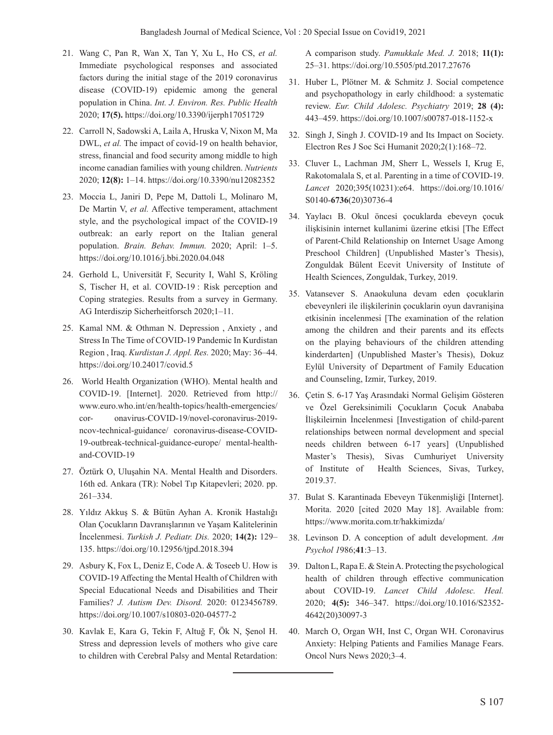21. Wang C, Pan R, Wan X, Tan Y, Xu L, Ho CS, *et al.* Immediate psychological responses and associated factors during the initial stage of the 2019 coronavirus disease (COVID-19) epidemic among the general population in China. *Int. J. Environ. Res. Public Health* 2020; **17(5).** https://doi.org/10.3390/ijerph17051729

22. Carroll N, Sadowski A, Laila A, Hruska V, Nixon M, Ma DWL, *et al.* The impact of covid-19 on health behavior, stress, financial and food security among middle to high income canadian families with young children. *Nutrients* 2020; **12(8):** 1–14. https://doi.org/10.3390/nu12082352

23. Moccia L, Janiri D, Pepe M, Dattoli L, Molinaro M, De Martin V, *et al.* Affective temperament, attachment style, and the psychological impact of the COVID-19 outbreak: an early report on the Italian general population. *Brain. Behav. Immun.* 2020; April: 1–5. https://doi.org/10.1016/j.bbi.2020.04.048

24. Gerhold L, Universität F, Security I, Wahl S, Kröling S, Tischer H, et al. COVID-19 : Risk perception and Coping strategies. Results from a survey in Germany. AG Interdiszip Sicherheitforsch 2020;1–11.

25. Kamal NM. & Othman N. Depression , Anxiety , and Stress In The Time of COVID-19 Pandemic In Kurdistan Region , Iraq. *Kurdistan J. Appl. Res.* 2020; May: 36–44. https://doi.org/10.24017/covid.5

26. World Health Organization (WHO). Mental health and COVID-19. [Internet]. 2020. Retrieved from http://www.euro.who.int/en/health-topics/health-emergencies/cor- onavirus-COVID-19/novel-coronavirus-2019-ncov-technical-guidance/ coronavirus-disease-COVID-19-outbreak-technical-guidance-europe/ mental-health-and-COVID-19

27. Öztürk O, Uluşahin NA. Mental Health and Disorders. 16th ed. Ankara (TR): Nobel Tıp Kitapevleri; 2020. pp. 261–334.

28. Yıldız Akkuş S. & Bütün Ayhan A. Kronik Hastalığı Olan Çocukların Davranışlarının ve Yaşam Kalitelerinin İncelenmesi. *Turkish J. Pediatr. Dis.* 2020; **14(2):** 129–135. https://doi.org/10.12956/tjpd.2018.394

29. Asbury K, Fox L, Deniz E, Code A. & Toseeb U. How is COVID-19 Affecting the Mental Health of Children with Special Educational Needs and Disabilities and Their Families? *J. Autism Dev. Disord.* 2020: 0123456789. https://doi.org/10.1007/s10803-020-04577-2

30. Kavlak E, Kara G, Tekin F, Altuğ F, Ök N, Şenol H. Stress and depression levels of mothers who give care to children with Cerebral Palsy and Mental Retardation: A comparison study. *Pamukkale Med. J.* 2018; **11(1):** 25–31. https://doi.org/10.5505/ptd.2017.27676

31. Huber L, Plötner M. & Schmitz J. Social competence and psychopathology in early childhood: a systematic review. *Eur. Child Adolesc. Psychiatry* 2019; **28 (4):** 443–459. https://doi.org/10.1007/s00787-018-1152-x

32. Singh J, Singh J. COVID-19 and Its Impact on Society. Electron Res J Soc Sci Humanit 2020;2(1):168–72.

33. Cluver L, Lachman JM, Sherr L, Wessels I, Krug E, Rakotomalala S, et al. Parenting in a time of COVID-19. *Lancet* 2020;395(10231):e64. https://doi.org/10.1016/S0140-**6736**(20)30736-4

34. Yaylacı B. Okul öncesi çocuklarda ebeveyn çocuk ilişkisinin internet kullanimi üzerine etkisi [The Effect of Parent-Child Relationship on Internet Usage Among Preschool Children] (Unpublished Master's Thesis), Zonguldak Bülent Ecevit University of Institute of Health Sciences, Zonguldak, Turkey, 2019.

35. Vatansever S. Anaokuluna devam eden çocuklarin ebeveynleri ile ilişkilerinin çocuklarin oyun davranişina etkisinin incelenmesi [The examination of the relation among the children and their parents and its effects on the playing behaviours of the children attending kinderdarten] (Unpublished Master's Thesis), Dokuz Eylül University of Department of Family Education and Counseling, Izmir, Turkey, 2019.

36. Çetin S. 6-17 Yaş Arasındaki Normal Gelişim Gösteren ve Özel Gereksinimili Çocukların Çocuk Anababa İlişkileirnin İncelenmesi [Investigation of child-parent relationships between normal development and special needs children between 6-17 years] (Unpublished Master's Thesis), Sivas Cumhuriyet University of Institute of Health Sciences, Sivas, Turkey, 2019.37.

37. Bulat S. Karantinada Ebeveyn Tükenmişliği [Internet]. Morita. 2020 [cited 2020 May 18]. Available from: https://www.morita.com.tr/hakkimizda/

38. Levinson D. A conception of adult development. *Am Psychol 1*986;**41**:3–13.

39. Dalton L, Rapa E. & Stein A. Protecting the psychological health of children through effective communication about COVID-19. *Lancet Child Adolesc. Heal.* 2020; **4(5):** 346–347. https://doi.org/10.1016/S2352-4642(20)30097-3

40. March O, Organ WH, Inst C, Organ WH. Coronavirus Anxiety: Helping Patients and Families Manage Fears. Oncol Nurs News 2020;3–4.